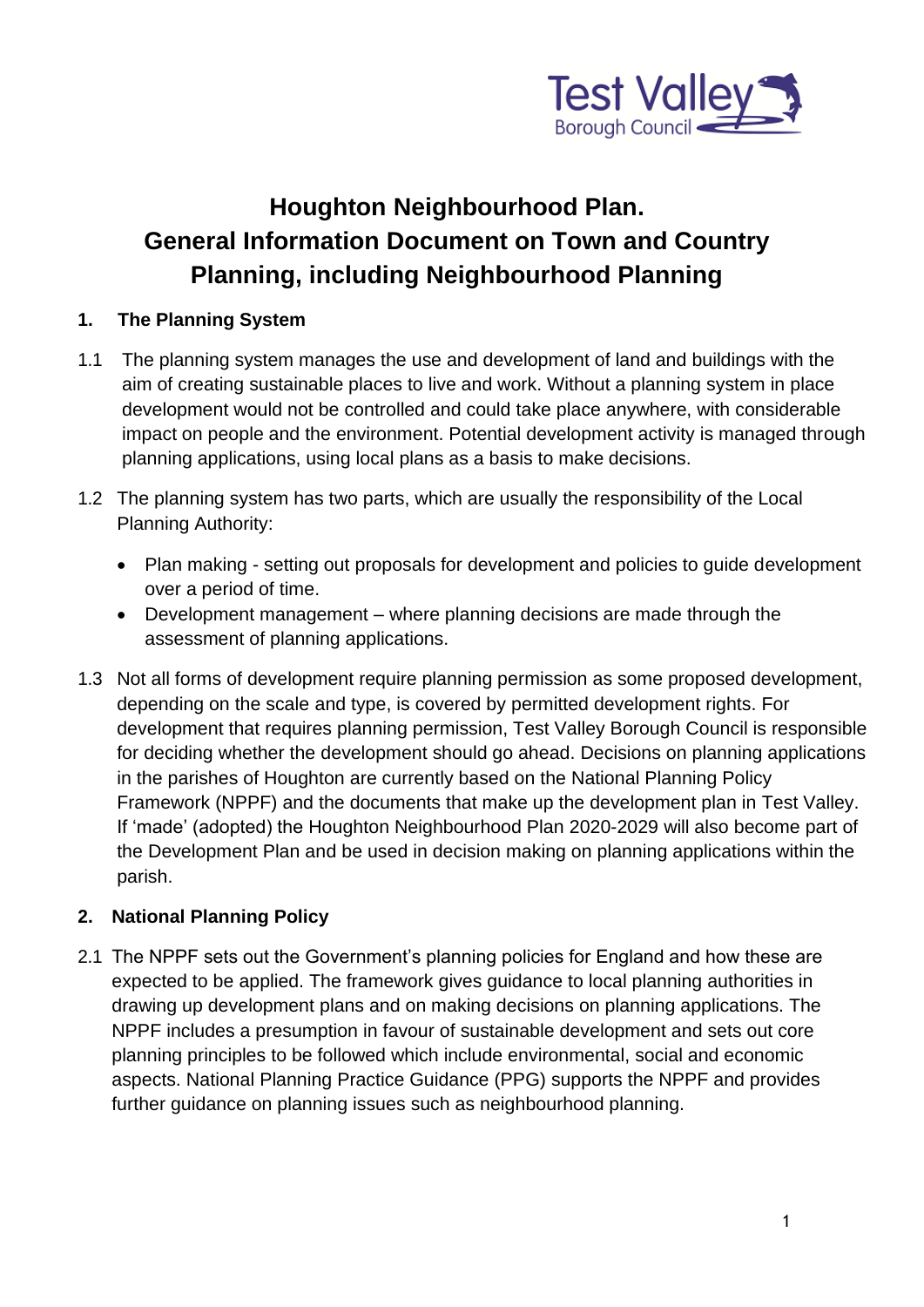# Houghton Neighbourhood Plan.
# General Information Document on Town and Country Planning, including Neighbourhood Planning

## 1. The Planning System

1.1 The planning system manages the use and development of land and buildings with the aim of creating sustainable places to live and work. Without a planning system in place development would not be controlled and could take place anywhere, with considerable impact on people and the environment. Potential development activity is managed through planning applications, using local plans as a basis to make decisions.

1.2 The planning system has two parts, which are usually the responsibility of the Local Planning Authority:

- Plan making - setting out proposals for development and policies to guide development over a period of time.
- Development management – where planning decisions are made through the assessment of planning applications.

1.3 Not all forms of development require planning permission as some proposed development, depending on the scale and type, is covered by permitted development rights. For development that requires planning permission, Test Valley Borough Council is responsible for deciding whether the development should go ahead. Decisions on planning applications in the parishes of Houghton are currently based on the National Planning Policy Framework (NPPF) and the documents that make up the development plan in Test Valley. If 'made' (adopted) the Houghton Neighbourhood Plan 2020-2029 will also become part of the Development Plan and be used in decision making on planning applications within the parish.

## 2. National Planning Policy

2.1 The NPPF sets out the Government's planning policies for England and how these are expected to be applied. The framework gives guidance to local planning authorities in drawing up development plans and on making decisions on planning applications. The NPPF includes a presumption in favour of sustainable development and sets out core planning principles to be followed which include environmental, social and economic aspects. National Planning Practice Guidance (PPG) supports the NPPF and provides further guidance on planning issues such as neighbourhood planning.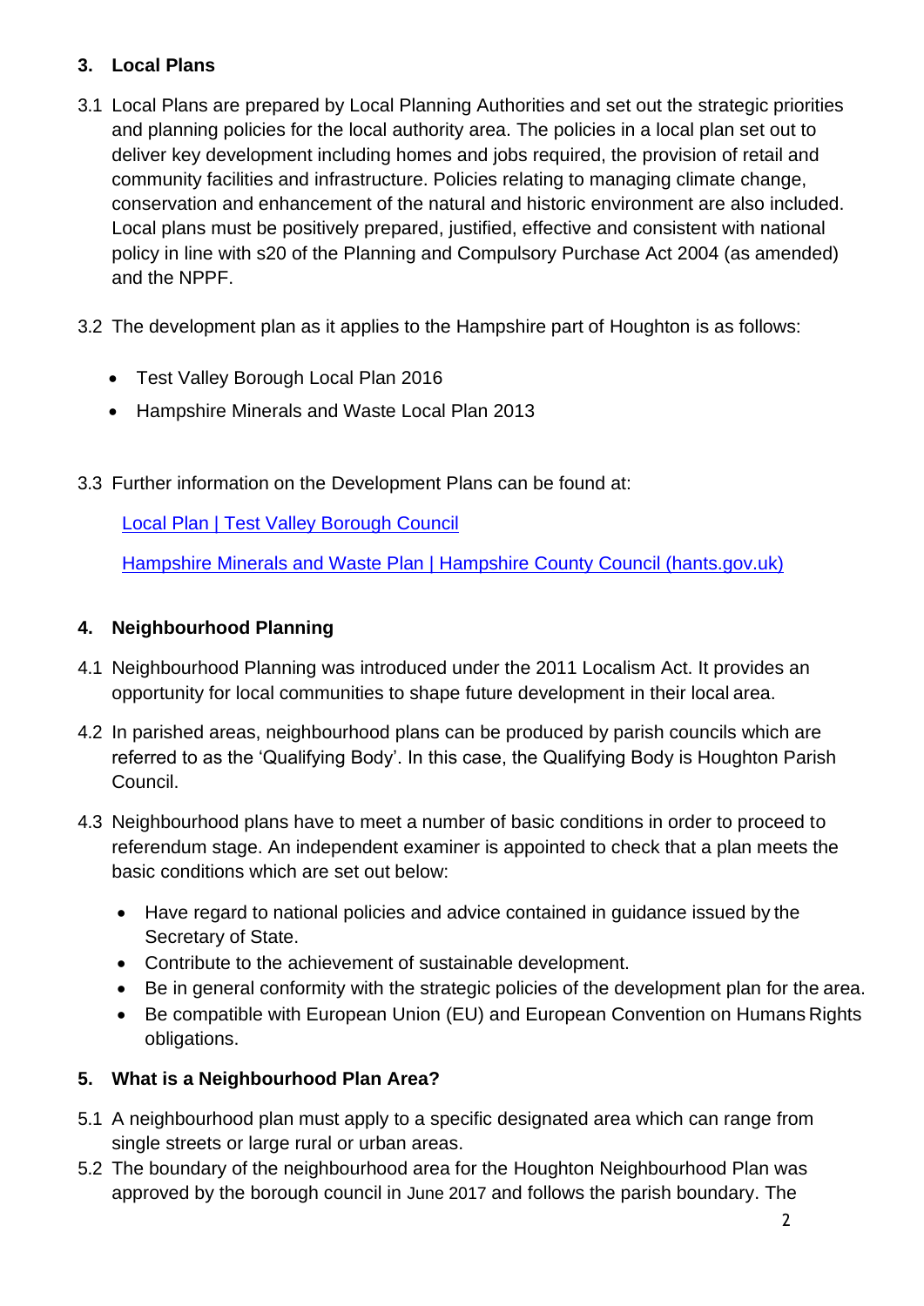## 3. Local Plans

3.1 Local Plans are prepared by Local Planning Authorities and set out the strategic priorities and planning policies for the local authority area. The policies in a local plan set out to deliver key development including homes and jobs required, the provision of retail and community facilities and infrastructure. Policies relating to managing climate change, conservation and enhancement of the natural and historic environment are also included. Local plans must be positively prepared, justified, effective and consistent with national policy in line with s20 of the Planning and Compulsory Purchase Act 2004 (as amended) and the NPPF.

3.2 The development plan as it applies to the Hampshire part of Houghton is as follows:

- Test Valley Borough Local Plan 2016
- Hampshire Minerals and Waste Local Plan 2013

3.3 Further information on the Development Plans can be found at:

Local Plan | Test Valley Borough Council

Hampshire Minerals and Waste Plan | Hampshire County Council (hants.gov.uk)

## 4. Neighbourhood Planning

4.1 Neighbourhood Planning was introduced under the 2011 Localism Act. It provides an opportunity for local communities to shape future development in their local area.

4.2 In parished areas, neighbourhood plans can be produced by parish councils which are referred to as the 'Qualifying Body'. In this case, the Qualifying Body is Houghton Parish Council.

4.3 Neighbourhood plans have to meet a number of basic conditions in order to proceed to referendum stage. An independent examiner is appointed to check that a plan meets the basic conditions which are set out below:

- Have regard to national policies and advice contained in guidance issued by the Secretary of State.
- Contribute to the achievement of sustainable development.
- Be in general conformity with the strategic policies of the development plan for the area.
- Be compatible with European Union (EU) and European Convention on Humans Rights obligations.

## 5. What is a Neighbourhood Plan Area?

5.1 A neighbourhood plan must apply to a specific designated area which can range from single streets or large rural or urban areas.

5.2 The boundary of the neighbourhood area for the Houghton Neighbourhood Plan was approved by the borough council in June 2017 and follows the parish boundary. The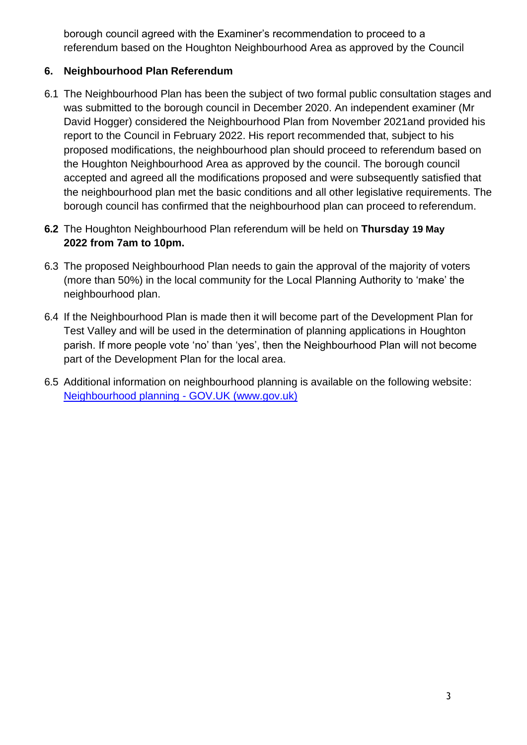borough council agreed with the Examiner's recommendation to proceed to a referendum based on the Houghton Neighbourhood Area as approved by the Council

## 6. Neighbourhood Plan Referendum

6.1 The Neighbourhood Plan has been the subject of two formal public consultation stages and was submitted to the borough council in December 2020. An independent examiner (Mr David Hogger) considered the Neighbourhood Plan from November 2021and provided his report to the Council in February 2022. His report recommended that, subject to his proposed modifications, the neighbourhood plan should proceed to referendum based on the Houghton Neighbourhood Area as approved by the council. The borough council accepted and agreed all the modifications proposed and were subsequently satisfied that the neighbourhood plan met the basic conditions and all other legislative requirements. The borough council has confirmed that the neighbourhood plan can proceed to referendum.

**6.2** The Houghton Neighbourhood Plan referendum will be held on **Thursday 19 May 2022 from 7am to 10pm.**

6.3 The proposed Neighbourhood Plan needs to gain the approval of the majority of voters (more than 50%) in the local community for the Local Planning Authority to 'make' the neighbourhood plan.

6.4 If the Neighbourhood Plan is made then it will become part of the Development Plan for Test Valley and will be used in the determination of planning applications in Houghton parish. If more people vote 'no' than 'yes', then the Neighbourhood Plan will not become part of the Development Plan for the local area.

6.5 Additional information on neighbourhood planning is available on the following website: [Neighbourhood planning - GOV.UK (www.gov.uk)](https://www.gov.uk)